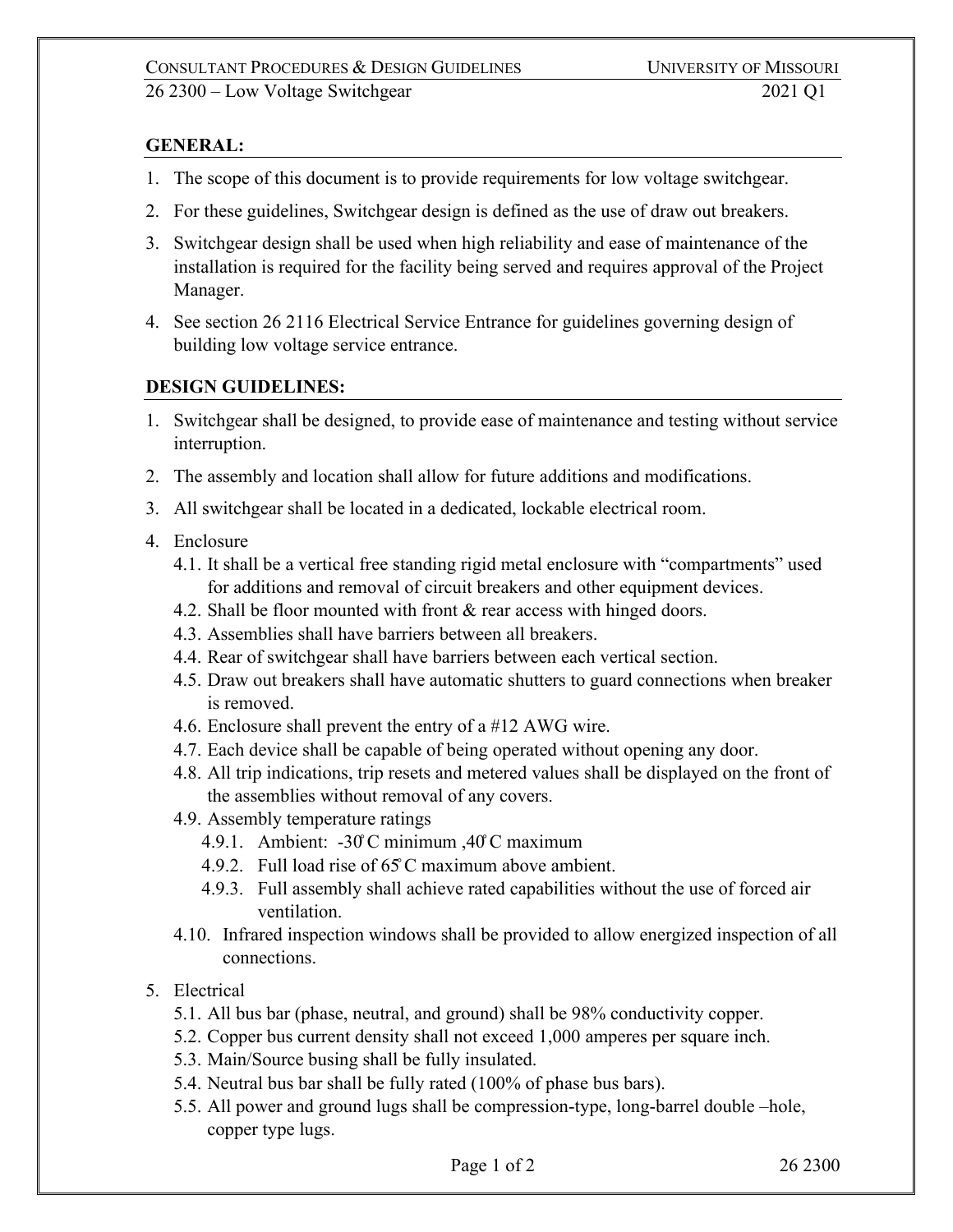## GENERAL:

1. The scope of this document is to provide requirements for low voltage switchgear.
2. For these guidelines, Switchgear design is defined as the use of draw out breakers.
3. Switchgear design shall be used when high reliability and ease of maintenance of the installation is required for the facility being served and requires approval of the Project Manager.
4. See section 26 2116 Electrical Service Entrance for guidelines governing design of building low voltage service entrance.

## DESIGN GUIDELINES:

1. Switchgear shall be designed, to provide ease of maintenance and testing without service interruption.
2. The assembly and location shall allow for future additions and modifications.
3. All switchgear shall be located in a dedicated, lockable electrical room.
4. Enclosure
   - 4.1. It shall be a vertical free standing rigid metal enclosure with "compartments" used for additions and removal of circuit breakers and other equipment devices.
   - 4.2. Shall be floor mounted with front & rear access with hinged doors.
   - 4.3. Assemblies shall have barriers between all breakers.
   - 4.4. Rear of switchgear shall have barriers between each vertical section.
   - 4.5. Draw out breakers shall have automatic shutters to guard connections when breaker is removed.
   - 4.6. Enclosure shall prevent the entry of a #12 AWG wire.
   - 4.7. Each device shall be capable of being operated without opening any door.
   - 4.8. All trip indications, trip resets and metered values shall be displayed on the front of the assemblies without removal of any covers.
   - 4.9. Assembly temperature ratings
     - 4.9.1. Ambient: -30°C minimum ,40°C maximum
     - 4.9.2. Full load rise of 65°C maximum above ambient.
     - 4.9.3. Full assembly shall achieve rated capabilities without the use of forced air ventilation.
   - 4.10. Infrared inspection windows shall be provided to allow energized inspection of all connections.
5. Electrical
   - 5.1. All bus bar (phase, neutral, and ground) shall be 98% conductivity copper.
   - 5.2. Copper bus current density shall not exceed 1,000 amperes per square inch.
   - 5.3. Main/Source busing shall be fully insulated.
   - 5.4. Neutral bus bar shall be fully rated (100% of phase bus bars).
   - 5.5. All power and ground lugs shall be compression-type, long-barrel double –hole, copper type lugs.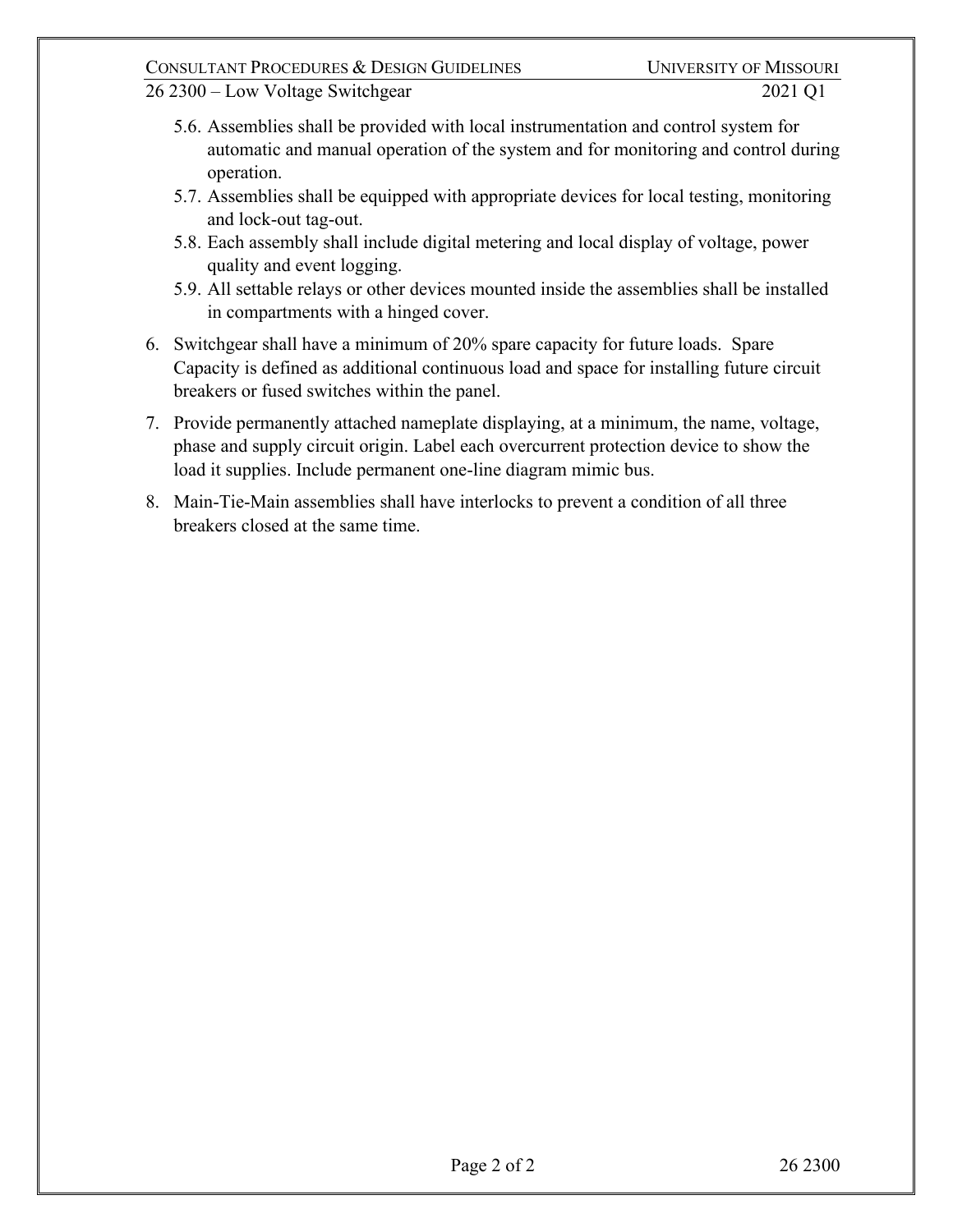5.6. Assemblies shall be provided with local instrumentation and control system for automatic and manual operation of the system and for monitoring and control during operation.

5.7. Assemblies shall be equipped with appropriate devices for local testing, monitoring and lock-out tag-out.

5.8. Each assembly shall include digital metering and local display of voltage, power quality and event logging.

5.9. All settable relays or other devices mounted inside the assemblies shall be installed in compartments with a hinged cover.

6. Switchgear shall have a minimum of 20% spare capacity for future loads. Spare Capacity is defined as additional continuous load and space for installing future circuit breakers or fused switches within the panel.

7. Provide permanently attached nameplate displaying, at a minimum, the name, voltage, phase and supply circuit origin. Label each overcurrent protection device to show the load it supplies. Include permanent one-line diagram mimic bus.

8. Main-Tie-Main assemblies shall have interlocks to prevent a condition of all three breakers closed at the same time.